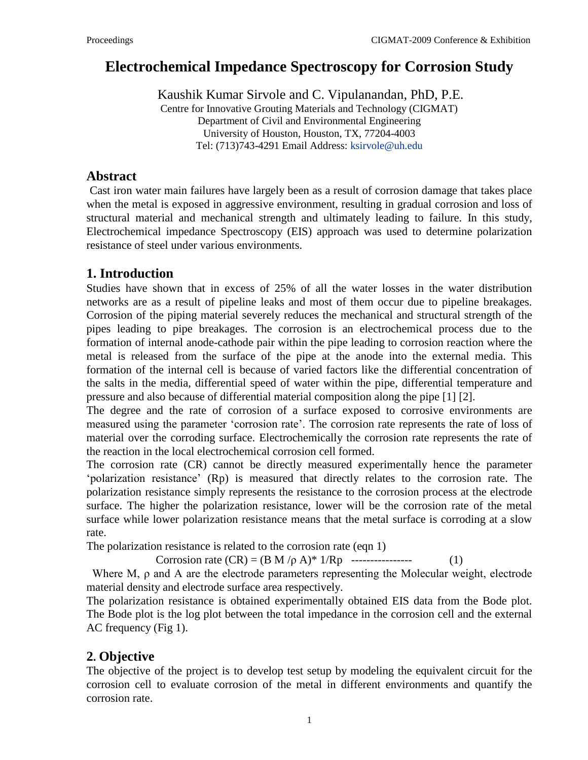# Electrochemical Impedance Spectroscopy for Corrosion Study

Kaushik Kumar Sirvole and C. Vipulanandan, PhD, P.E.

Centre for Innovative Grouting Materials and Technology (CIGMAT)
Department of Civil and Environmental Engineering
University of Houston, Houston, TX, 77204-4003
Tel: (713)743-4291 Email Address: ksirvole@uh.edu

## Abstract

Cast iron water main failures have largely been as a result of corrosion damage that takes place when the metal is exposed in aggressive environment, resulting in gradual corrosion and loss of structural material and mechanical strength and ultimately leading to failure. In this study, Electrochemical impedance Spectroscopy (EIS) approach was used to determine polarization resistance of steel under various environments.

## 1. Introduction

Studies have shown that in excess of 25% of all the water losses in the water distribution networks are as a result of pipeline leaks and most of them occur due to pipeline breakages. Corrosion of the piping material severely reduces the mechanical and structural strength of the pipes leading to pipe breakages. The corrosion is an electrochemical process due to the formation of internal anode-cathode pair within the pipe leading to corrosion reaction where the metal is released from the surface of the pipe at the anode into the external media. This formation of the internal cell is because of varied factors like the differential concentration of the salts in the media, differential speed of water within the pipe, differential temperature and pressure and also because of differential material composition along the pipe [1] [2].

The degree and the rate of corrosion of a surface exposed to corrosive environments are measured using the parameter 'corrosion rate'. The corrosion rate represents the rate of loss of material over the corroding surface. Electrochemically the corrosion rate represents the rate of the reaction in the local electrochemical corrosion cell formed.

The corrosion rate (CR) cannot be directly measured experimentally hence the parameter 'polarization resistance' (Rp) is measured that directly relates to the corrosion rate. The polarization resistance simply represents the resistance to the corrosion process at the electrode surface. The higher the polarization resistance, lower will be the corrosion rate of the metal surface while lower polarization resistance means that the metal surface is corroding at a slow rate.

The polarization resistance is related to the corrosion rate (eqn 1)

$$\text{Corrosion rate (CR)} = (B\,M/\rho\,A) * 1/R_p \qquad (1)$$

Where M, $\rho$ and A are the electrode parameters representing the Molecular weight, electrode material density and electrode surface area respectively.

The polarization resistance is obtained experimentally obtained EIS data from the Bode plot. The Bode plot is the log plot between the total impedance in the corrosion cell and the external AC frequency (Fig 1).

## 2. Objective

The objective of the project is to develop test setup by modeling the equivalent circuit for the corrosion cell to evaluate corrosion of the metal in different environments and quantify the corrosion rate.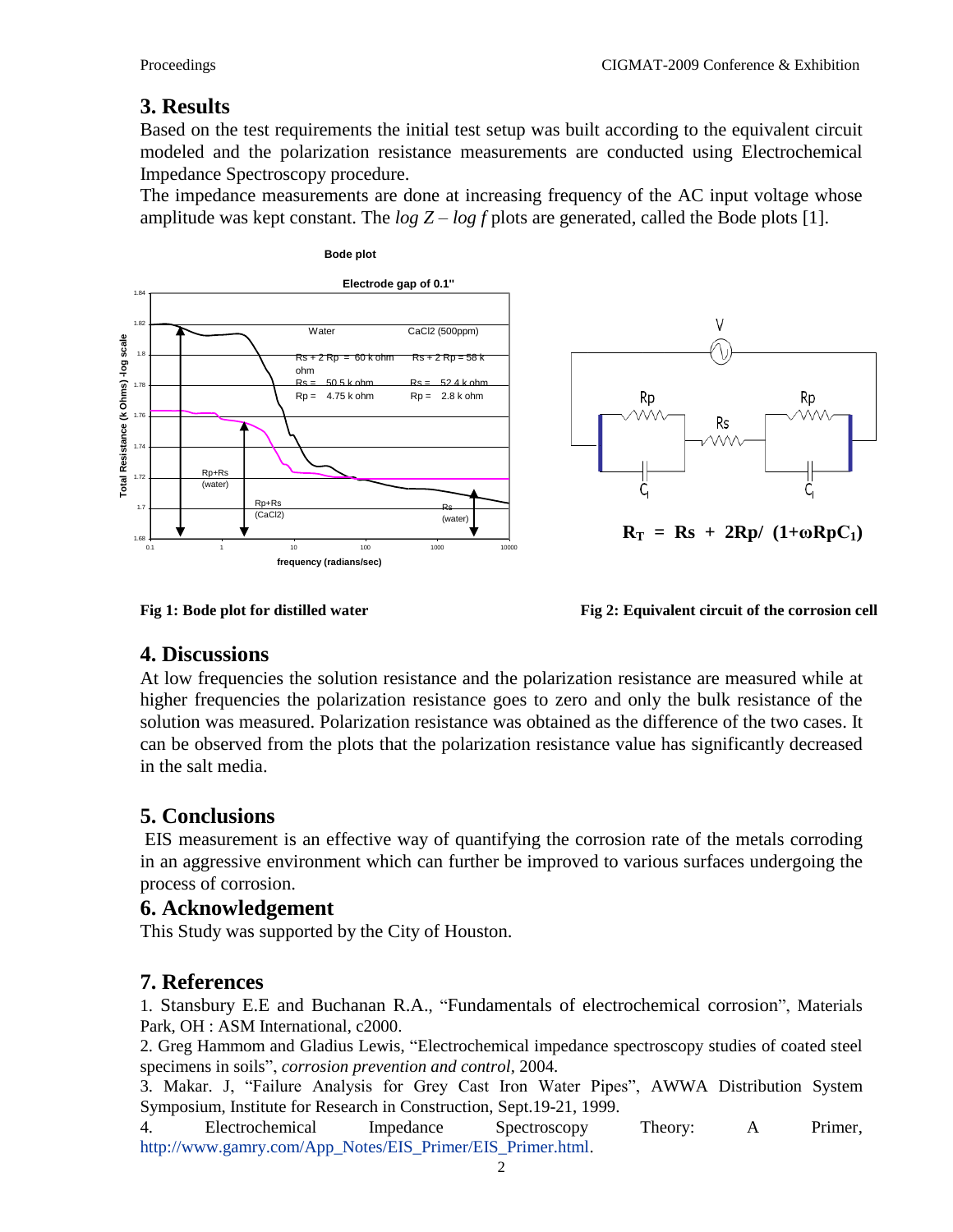## 3. Results

Based on the test requirements the initial test setup was built according to the equivalent circuit modeled and the polarization resistance measurements are conducted using Electrochemical Impedance Spectroscopy procedure.

The impedance measurements are done at increasing frequency of the AC input voltage whose amplitude was kept constant. The *log Z – log f* plots are generated, called the Bode plots [1].

Bode plot

Electrode gap of 0.1"

Total Resistance (k Ohms) -log scale

frequency (radians/sec)

Water

Rs + 2 Rp = 60 k ohm

Rs = 50.5 k ohm

Rp = 4.75 k ohm

CaCl2 (500ppm)

Rs + 2 Rp = 58 k

Rs = 52.4 k ohm

Rp = 2.8 k ohm

Rp+Rs (water)

Rp+Rs (CaCl2)

Rs (water)

1.84, 1.82, 1.8, 1.78, 1.76, 1.74, 1.72, 1.7, 1.68

0.1, 1, 10, 100, 1000, 10000

V

Rp

Rs

Rp

$C_l$

$C_l$

$$R_T = Rs + 2Rp/ (1+\omega RpC_1)$$

**Fig 1: Bode plot for distilled water**

**Fig 2: Equivalent circuit of the corrosion cell**

## 4. Discussions

At low frequencies the solution resistance and the polarization resistance are measured while at higher frequencies the polarization resistance goes to zero and only the bulk resistance of the solution was measured. Polarization resistance was obtained as the difference of the two cases. It can be observed from the plots that the polarization resistance value has significantly decreased in the salt media.

## 5. Conclusions

EIS measurement is an effective way of quantifying the corrosion rate of the metals corroding in an aggressive environment which can further be improved to various surfaces undergoing the process of corrosion.

## 6. Acknowledgement

This Study was supported by the City of Houston.

## 7. References

1. Stansbury E.E and Buchanan R.A., "Fundamentals of electrochemical corrosion", Materials Park, OH : ASM International, c2000.
2. Greg Hammom and Gladius Lewis, "Electrochemical impedance spectroscopy studies of coated steel specimens in soils", *corrosion prevention and control*, 2004.
3. Makar. J, "Failure Analysis for Grey Cast Iron Water Pipes", AWWA Distribution System Symposium, Institute for Research in Construction, Sept.19-21, 1999.
4. Electrochemical Impedance Spectroscopy Theory: A Primer, http://www.gamry.com/App_Notes/EIS_Primer/EIS_Primer.html.